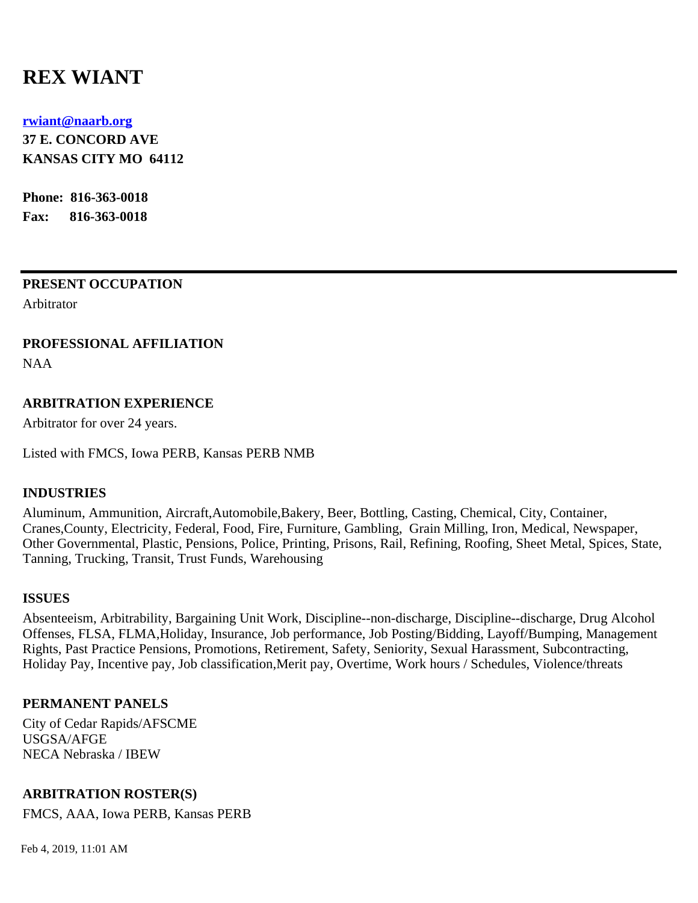# REX WIANT

**[rwiant@naarb.org](mailto:rwiant@naarb.org)**
**37 E. CONCORD AVE**
**KANSAS CITY MO 64112**

**Phone: 816-363-0018**
**Fax: 816-363-0018**

---

**PRESENT OCCUPATION**

Arbitrator

**PROFESSIONAL AFFILIATION**

NAA

**ARBITRATION EXPERIENCE**

Arbitrator for over 24 years.

Listed with FMCS, Iowa PERB, Kansas PERB NMB

**INDUSTRIES**

Aluminum, Ammunition, Aircraft,Automobile,Bakery, Beer, Bottling, Casting, Chemical, City, Container, Cranes,County, Electricity, Federal, Food, Fire, Furniture, Gambling, Grain Milling, Iron, Medical, Newspaper, Other Governmental, Plastic, Pensions, Police, Printing, Prisons, Rail, Refining, Roofing, Sheet Metal, Spices, State, Tanning, Trucking, Transit, Trust Funds, Warehousing

**ISSUES**

Absenteeism, Arbitrability, Bargaining Unit Work, Discipline--non-discharge, Discipline--discharge, Drug Alcohol Offenses, FLSA, FLMA,Holiday, Insurance, Job performance, Job Posting/Bidding, Layoff/Bumping, Management Rights, Past Practice Pensions, Promotions, Retirement, Safety, Seniority, Sexual Harassment, Subcontracting, Holiday Pay, Incentive pay, Job classification,Merit pay, Overtime, Work hours / Schedules, Violence/threats

**PERMANENT PANELS**

City of Cedar Rapids/AFSCME
USGSA/AFGE
NECA Nebraska / IBEW

**ARBITRATION ROSTER(S)**

FMCS, AAA, Iowa PERB, Kansas PERB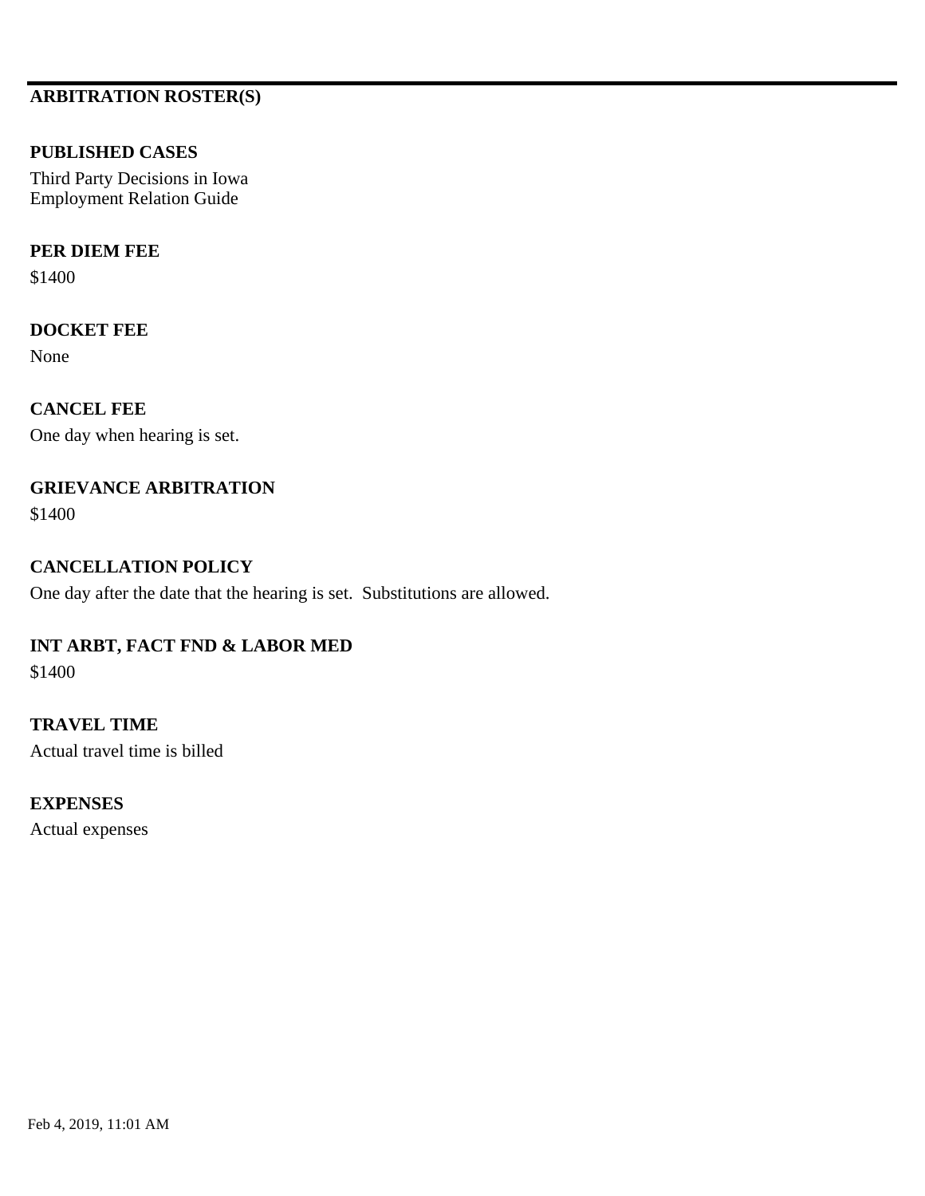**ARBITRATION ROSTER(S)**

**PUBLISHED CASES**

Third Party Decisions in Iowa
Employment Relation Guide

**PER DIEM FEE**

$1400

**DOCKET FEE**

None

**CANCEL FEE**

One day when hearing is set.

**GRIEVANCE ARBITRATION**

$1400

**CANCELLATION POLICY**

One day after the date that the hearing is set. Substitutions are allowed.

**INT ARBT, FACT FND & LABOR MED**

$1400

**TRAVEL TIME**

Actual travel time is billed

**EXPENSES**

Actual expenses